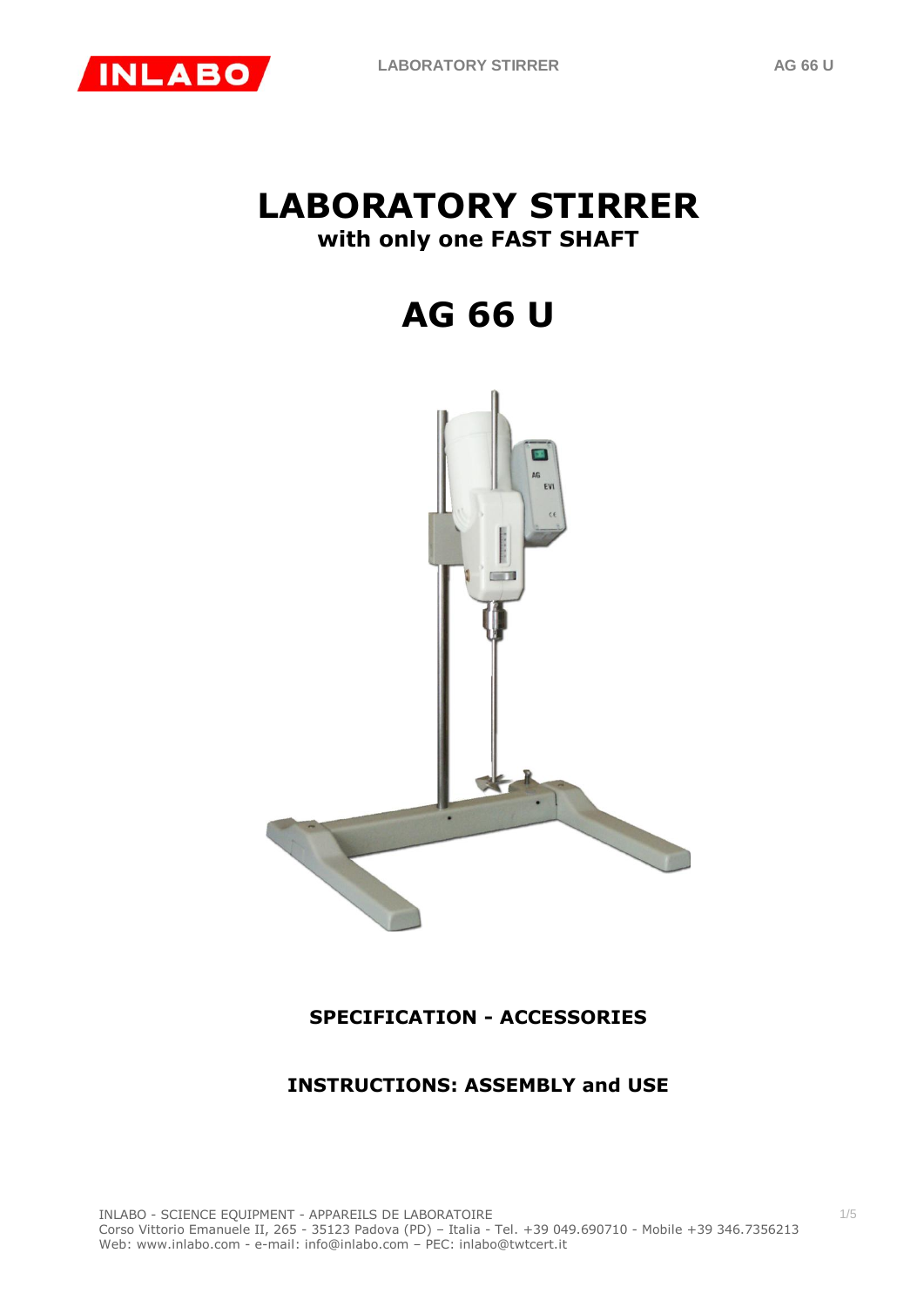# LABORATORY STIRRER

**with only one FAST SHAFT**

# AG 66 U

**SPECIFICATION - ACCESSORIES**

**INSTRUCTIONS: ASSEMBLY and USE**

INLABO - SCIENCE EQUIPMENT - APPAREILS DE LABORATOIRE
Corso Vittorio Emanuele II, 265 - 35123 Padova (PD) – Italia - Tel. +39 049.690710 - Mobile +39 346.7356213
Web: www.inlabo.com - e-mail: info@inlabo.com – PEC: inlabo@twtcert.it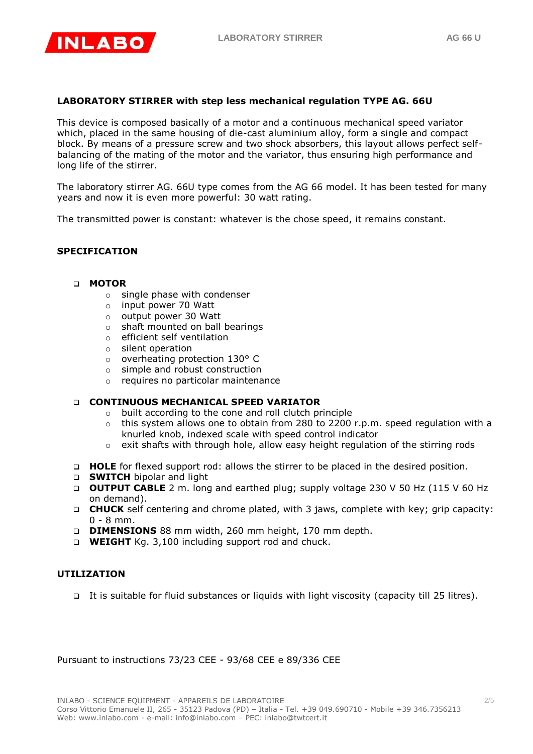**LABORATORY STIRRER with step less mechanical regulation TYPE AG. 66U**

This device is composed basically of a motor and a continuous mechanical speed variator which, placed in the same housing of die-cast aluminium alloy, form a single and compact block. By means of a pressure screw and two shock absorbers, this layout allows perfect self-balancing of the mating of the motor and the variator, thus ensuring high performance and long life of the stirrer.

The laboratory stirrer AG. 66U type comes from the AG 66 model. It has been tested for many years and now it is even more powerful: 30 watt rating.

The transmitted power is constant: whatever is the chose speed, it remains constant.

## SPECIFICATION

- **MOTOR**
  - single phase with condenser
  - input power 70 Watt
  - output power 30 Watt
  - shaft mounted on ball bearings
  - efficient self ventilation
  - silent operation
  - overheating protection 130° C
  - simple and robust construction
  - requires no particolar maintenance
- **CONTINUOUS MECHANICAL SPEED VARIATOR**
  - built according to the cone and roll clutch principle
  - this system allows one to obtain from 280 to 2200 r.p.m. speed regulation with a knurled knob, indexed scale with speed control indicator
  - exit shafts with through hole, allow easy height regulation of the stirring rods
- **HOLE** for flexed support rod: allows the stirrer to be placed in the desired position.
- **SWITCH** bipolar and light
- **OUTPUT CABLE** 2 m. long and earthed plug; supply voltage 230 V 50 Hz (115 V 60 Hz on demand).
- **CHUCK** self centering and chrome plated, with 3 jaws, complete with key; grip capacity: 0 - 8 mm.
- **DIMENSIONS** 88 mm width, 260 mm height, 170 mm depth.
- **WEIGHT** Kg. 3,100 including support rod and chuck.

## UTILIZATION

- It is suitable for fluid substances or liquids with light viscosity (capacity till 25 litres).

Pursuant to instructions 73/23 CEE - 93/68 CEE e 89/336 CEE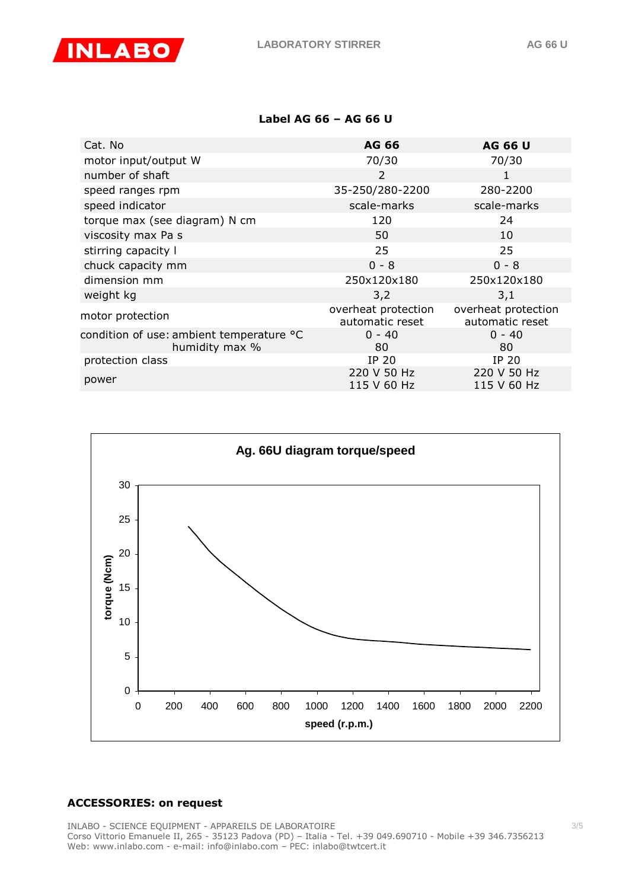**Label AG 66 – AG 66 U**

| Cat. No | **AG 66** | **AG 66 U** |
|---|---|---|
| motor input/output W | 70/30 | 70/30 |
| number of shaft | 2 | 1 |
| speed ranges rpm | 35-250/280-2200 | 280-2200 |
| speed indicator | scale-marks | scale-marks |
| torque max (see diagram) N cm | 120 | 24 |
| viscosity max Pa s | 50 | 10 |
| stirring capacity l | 25 | 25 |
| chuck capacity mm | 0 - 8 | 0 - 8 |
| dimension mm | 250x120x180 | 250x120x180 |
| weight kg | 3,2 | 3,1 |
| motor protection | overheat protection automatic reset | overheat protection automatic reset |
| condition of use: ambient temperature °C<br>humidity max % | 0 - 40<br>80 | 0 - 40<br>80 |
| protection class | IP 20 | IP 20 |
| power | 220 V 50 Hz<br>115 V 60 Hz | 220 V 50 Hz<br>115 V 60 Hz |

**Ag. 66U diagram torque/speed**

**ACCESSORIES: on request**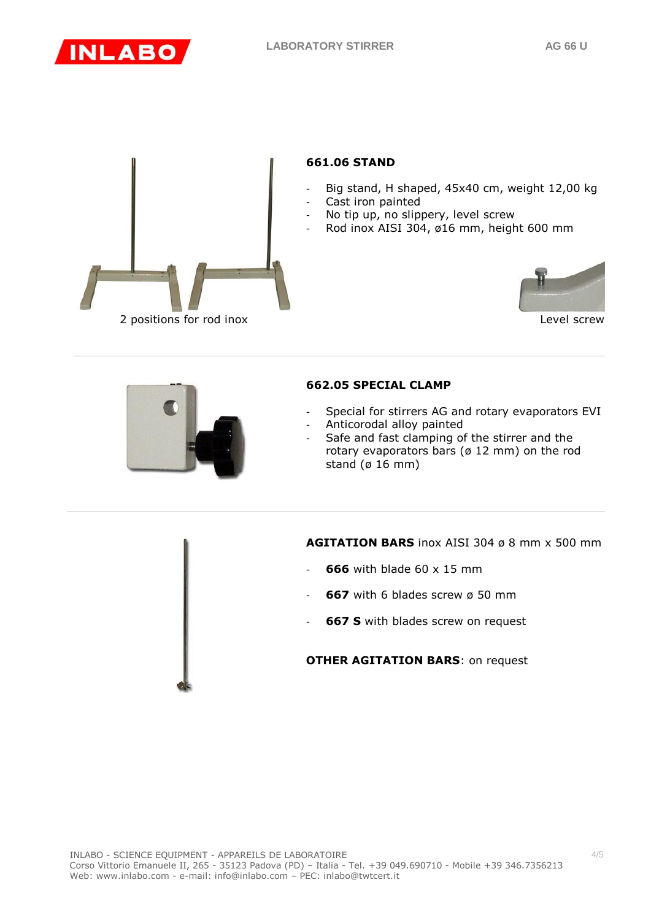## 661.06 STAND

- Big stand, H shaped, 45x40 cm, weight 12,00 kg
- Cast iron painted
- No tip up, no slippery, level screw
- Rod inox AISI 304, ø16 mm, height 600 mm

2 positions for rod inox

Level screw

## 662.05 SPECIAL CLAMP

- Special for stirrers AG and rotary evaporators EVI
- Anticorodal alloy painted
- Safe and fast clamping of the stirrer and the rotary evaporators bars (ø 12 mm) on the rod stand (ø 16 mm)

**AGITATION BARS** inox AISI 304 ø 8 mm x 500 mm

- **666** with blade 60 x 15 mm
- **667** with 6 blades screw ø 50 mm
- **667 S** with blades screw on request

**OTHER AGITATION BARS**: on request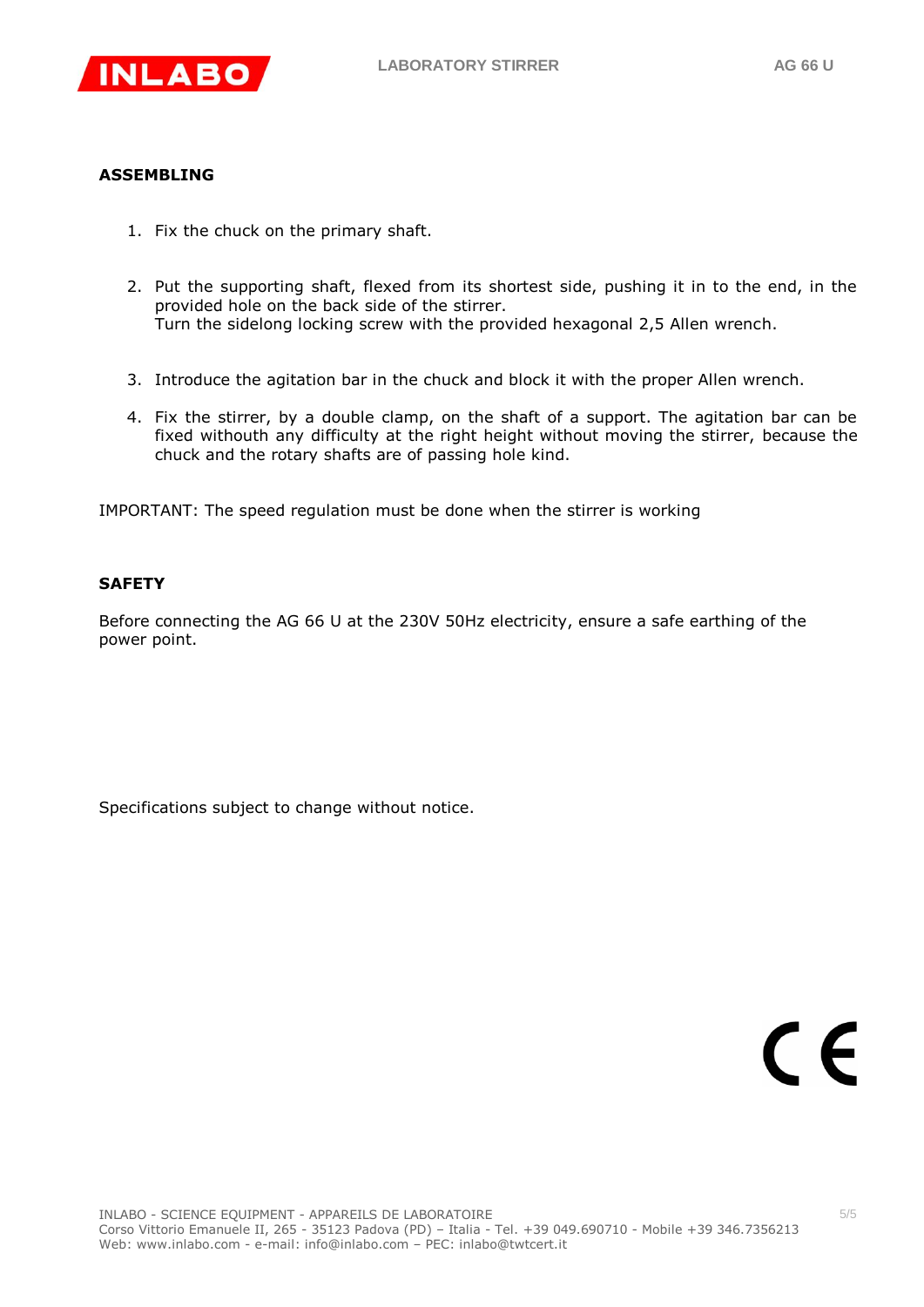## ASSEMBLING

1. Fix the chuck on the primary shaft.

2. Put the supporting shaft, flexed from its shortest side, pushing it in to the end, in the provided hole on the back side of the stirrer.
   Turn the sidelong locking screw with the provided hexagonal 2,5 Allen wrench.

3. Introduce the agitation bar in the chuck and block it with the proper Allen wrench.

4. Fix the stirrer, by a double clamp, on the shaft of a support. The agitation bar can be fixed withouth any difficulty at the right height without moving the stirrer, because the chuck and the rotary shafts are of passing hole kind.

IMPORTANT: The speed regulation must be done when the stirrer is working

## SAFETY

Before connecting the AG 66 U at the 230V 50Hz electricity, ensure a safe earthing of the power point.

Specifications subject to change without notice.

INLABO - SCIENCE EQUIPMENT - APPAREILS DE LABORATOIRE
Corso Vittorio Emanuele II, 265 - 35123 Padova (PD) – Italia - Tel. +39 049.690710 - Mobile +39 346.7356213
Web: www.inlabo.com - e-mail: info@inlabo.com – PEC: inlabo@twtcert.it